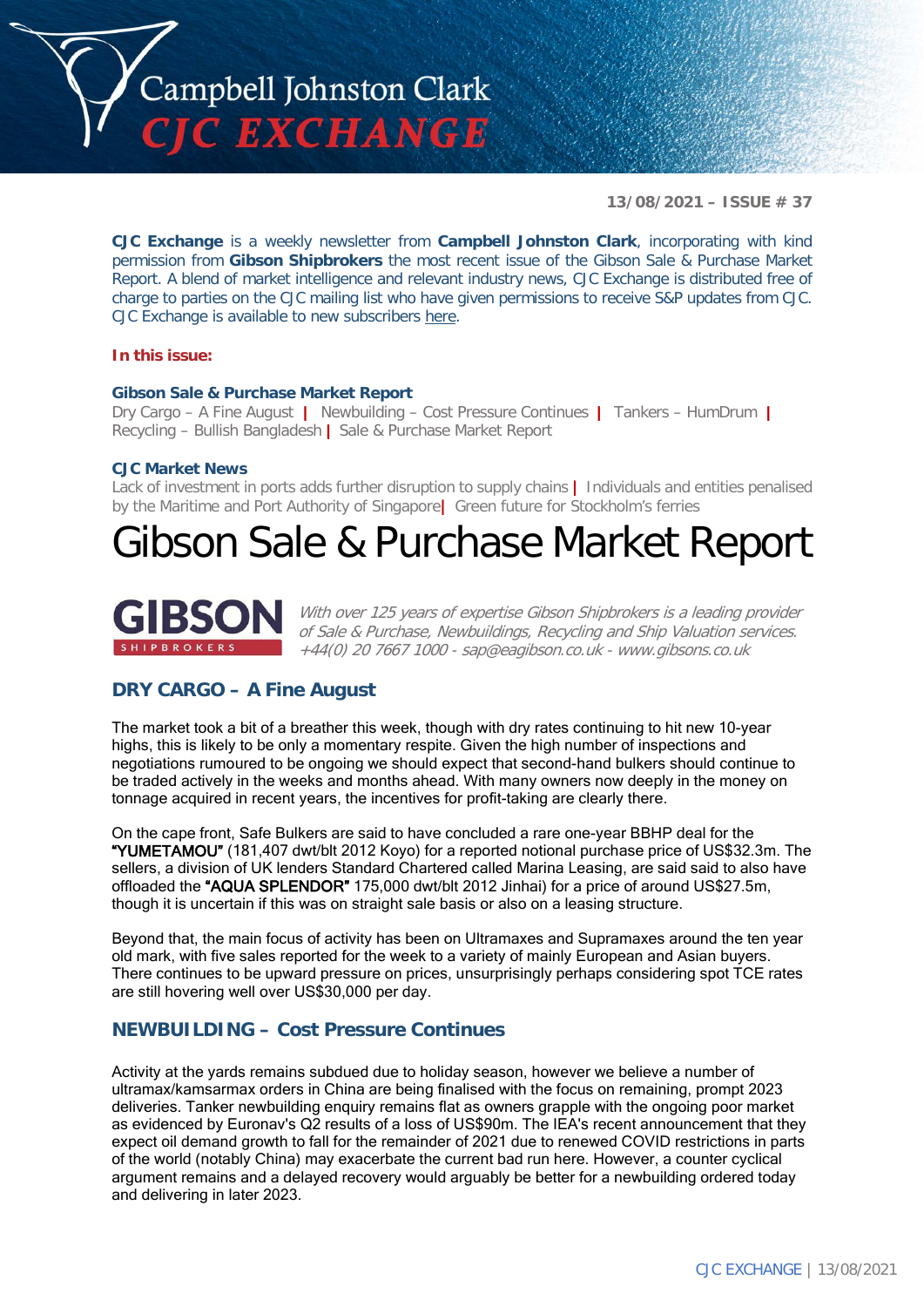# Campbell Johnston Clark CJC EXCHANGE

**13/08/2021 – ISSUE # 37**

**CJC Exchange** is a weekly newsletter from **Campbell Johnston Clark**, incorporating with kind permission from **Gibson Shipbrokers** the most recent issue of the Gibson Sale & Purchase Market Report. A blend of market intelligence and relevant industry news, CJC Exchange is distributed free of charge to parties on the CJC mailing list who have given permissions to receive S&P updates from CJC. CJC Exchange is available to new subscribers here.

**In this issue:**

**Gibson Sale & Purchase Market Report**

Dry Cargo – A Fine August | Newbuilding – Cost Pressure Continues | Tankers – HumDrum | Recycling – Bullish Bangladesh | Sale & Purchase Market Report

**CJC Market News**

Lack of investment in ports adds further disruption to supply chains | Individuals and entities penalised by the Maritime and Port Authority of Singapore | Green future for Stockholm's ferries

# Gibson Sale & Purchase Market Report

GIBSON SHIPBROKERS

*With over 125 years of expertise Gibson Shipbrokers is a leading provider of Sale & Purchase, Newbuildings, Recycling and Ship Valuation services. +44(0) 20 7667 1000 - sap@eagibson.co.uk - www.gibsons.co.uk*

## DRY CARGO – A Fine August

The market took a bit of a breather this week, though with dry rates continuing to hit new 10-year highs, this is likely to be only a momentary respite. Given the high number of inspections and negotiations rumoured to be ongoing we should expect that second-hand bulkers should continue to be traded actively in the weeks and months ahead. With many owners now deeply in the money on tonnage acquired in recent years, the incentives for profit-taking are clearly there.

On the cape front, Safe Bulkers are said to have concluded a rare one-year BBHP deal for the **"YUMETAMOU"** (181,407 dwt/blt 2012 Koyo) for a reported notional purchase price of US$32.3m. The sellers, a division of UK lenders Standard Chartered called Marina Leasing, are said said to also have offloaded the **"AQUA SPLENDOR"** 175,000 dwt/blt 2012 Jinhai) for a price of around US$27.5m, though it is uncertain if this was on straight sale basis or also on a leasing structure.

Beyond that, the main focus of activity has been on Ultramaxes and Supramaxes around the ten year old mark, with five sales reported for the week to a variety of mainly European and Asian buyers. There continues to be upward pressure on prices, unsurprisingly perhaps considering spot TCE rates are still hovering well over US$30,000 per day.

## NEWBUILDING – Cost Pressure Continues

Activity at the yards remains subdued due to holiday season, however we believe a number of ultramax/kamsarmax orders in China are being finalised with the focus on remaining, prompt 2023 deliveries. Tanker newbuilding enquiry remains flat as owners grapple with the ongoing poor market as evidenced by Euronav's Q2 results of a loss of US$90m. The IEA's recent announcement that they expect oil demand growth to fall for the remainder of 2021 due to renewed COVID restrictions in parts of the world (notably China) may exacerbate the current bad run here. However, a counter cyclical argument remains and a delayed recovery would arguably be better for a newbuilding ordered today and delivering in later 2023.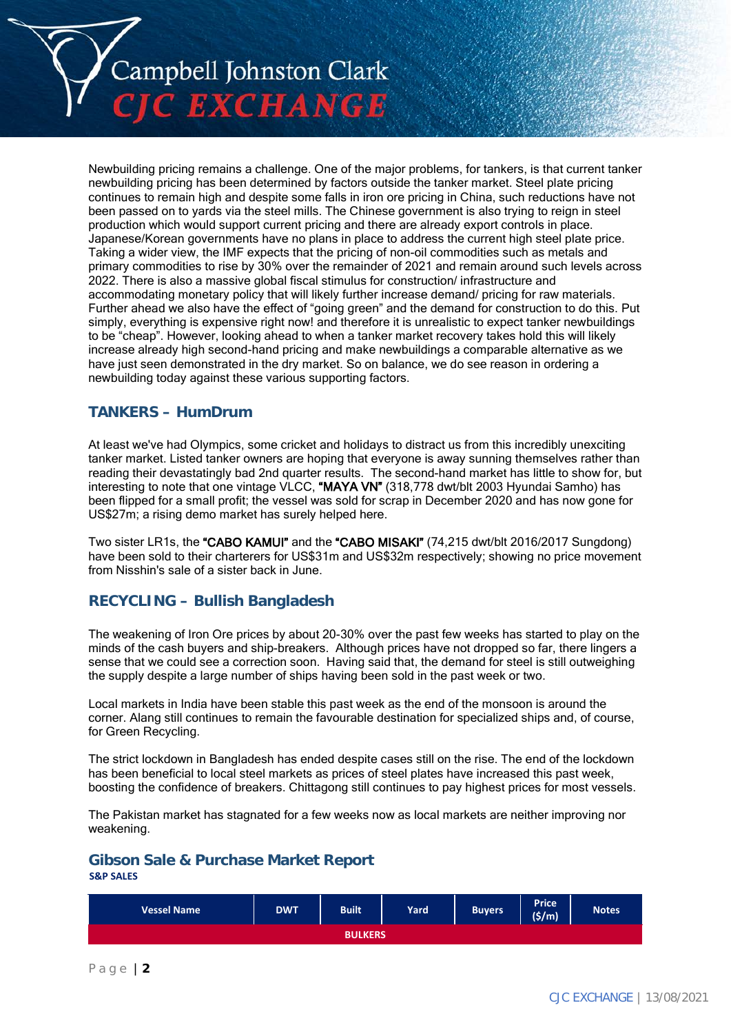Newbuilding pricing remains a challenge. One of the major problems, for tankers, is that current tanker newbuilding pricing has been determined by factors outside the tanker market. Steel plate pricing continues to remain high and despite some falls in iron ore pricing in China, such reductions have not been passed on to yards via the steel mills. The Chinese government is also trying to reign in steel production which would support current pricing and there are already export controls in place. Japanese/Korean governments have no plans in place to address the current high steel plate price. Taking a wider view, the IMF expects that the pricing of non-oil commodities such as metals and primary commodities to rise by 30% over the remainder of 2021 and remain around such levels across 2022. There is also a massive global fiscal stimulus for construction/ infrastructure and accommodating monetary policy that will likely further increase demand/ pricing for raw materials. Further ahead we also have the effect of "going green" and the demand for construction to do this. Put simply, everything is expensive right now! and therefore it is unrealistic to expect tanker newbuildings to be "cheap". However, looking ahead to when a tanker market recovery takes hold this will likely increase already high second-hand pricing and make newbuildings a comparable alternative as we have just seen demonstrated in the dry market. So on balance, we do see reason in ordering a newbuilding today against these various supporting factors.

## TANKERS – HumDrum

At least we've had Olympics, some cricket and holidays to distract us from this incredibly unexciting tanker market. Listed tanker owners are hoping that everyone is away sunning themselves rather than reading their devastatingly bad 2nd quarter results. The second-hand market has little to show for, but interesting to note that one vintage VLCC, **"MAYA VN"** (318,778 dwt/blt 2003 Hyundai Samho) has been flipped for a small profit; the vessel was sold for scrap in December 2020 and has now gone for US$27m; a rising demo market has surely helped here.

Two sister LR1s, the **"CABO KAMUI"** and the **"CABO MISAKI"** (74,215 dwt/blt 2016/2017 Sungdong) have been sold to their charterers for US$31m and US$32m respectively; showing no price movement from Nisshin's sale of a sister back in June.

## RECYCLING – Bullish Bangladesh

The weakening of Iron Ore prices by about 20-30% over the past few weeks has started to play on the minds of the cash buyers and ship-breakers. Although prices have not dropped so far, there lingers a sense that we could see a correction soon. Having said that, the demand for steel is still outweighing the supply despite a large number of ships having been sold in the past week or two.

Local markets in India have been stable this past week as the end of the monsoon is around the corner. Alang still continues to remain the favourable destination for specialized ships and, of course, for Green Recycling.

The strict lockdown in Bangladesh has ended despite cases still on the rise. The end of the lockdown has been beneficial to local steel markets as prices of steel plates have increased this past week, boosting the confidence of breakers. Chittagong still continues to pay highest prices for most vessels.

The Pakistan market has stagnated for a few weeks now as local markets are neither improving nor weakening.

## Gibson Sale & Purchase Market Report

**S&P SALES**

| Vessel Name | DWT | Built | Yard | Buyers | Price ($/m) | Notes |
|---|---|---|---|---|---|---|
| BULKERS | | | | | | |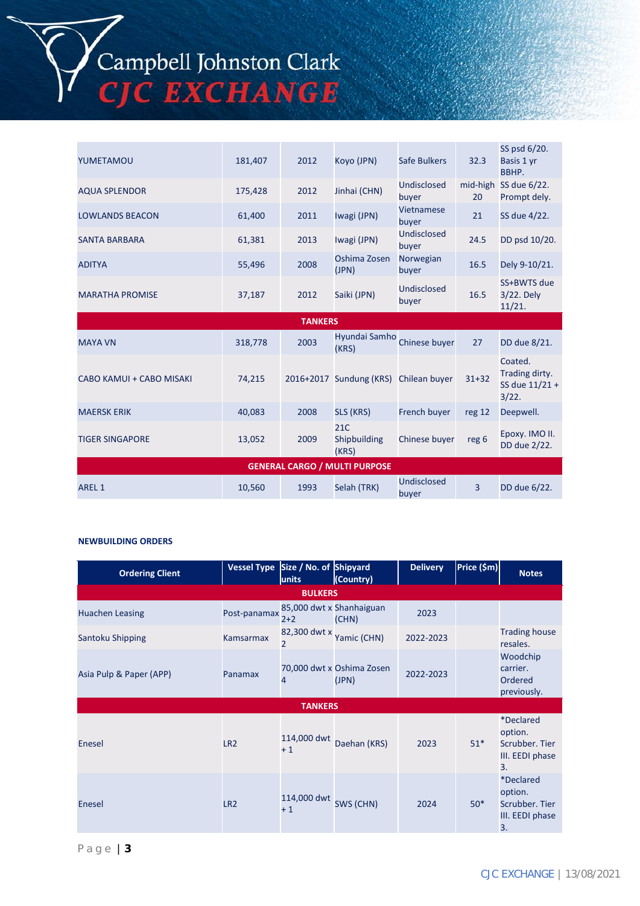| | | | | | | |
|---|---|---|---|---|---|---|
| YUMETAMOU | 181,407 | 2012 | Koyo (JPN) | Safe Bulkers | 32.3 | SS psd 6/20. Basis 1 yr BBHP. |
| AQUA SPLENDOR | 175,428 | 2012 | Jinhai (CHN) | Undisclosed buyer | mid-high 20 | SS due 6/22. Prompt dely. |
| LOWLANDS BEACON | 61,400 | 2011 | Iwagi (JPN) | Vietnamese buyer | 21 | SS due 4/22. |
| SANTA BARBARA | 61,381 | 2013 | Iwagi (JPN) | Undisclosed buyer | 24.5 | DD psd 10/20. |
| ADITYA | 55,496 | 2008 | Oshima Zosen (JPN) | Norwegian buyer | 16.5 | Dely 9-10/21. |
| MARATHA PROMISE | 37,187 | 2012 | Saiki (JPN) | Undisclosed buyer | 16.5 | SS+BWTS due 3/22. Dely 11/21. |
| **TANKERS** | | | | | | |
| MAYA VN | 318,778 | 2003 | Hyundai Samho (KRS) | Chinese buyer | 27 | DD due 8/21. |
| CABO KAMUI + CABO MISAKI | 74,215 | 2016+2017 | Sundung (KRS) | Chilean buyer | 31+32 | Coated. Trading dirty. SS due 11/21 + 3/22. |
| MAERSK ERIK | 40,083 | 2008 | SLS (KRS) | French buyer | reg 12 | Deepwell. |
| TIGER SINGAPORE | 13,052 | 2009 | 21C Shipbuilding (KRS) | Chinese buyer | reg 6 | Epoxy. IMO II. DD due 2/22. |
| **GENERAL CARGO / MULTI PURPOSE** | | | | | | |
| AREL 1 | 10,560 | 1993 | Selah (TRK) | Undisclosed buyer | 3 | DD due 6/22. |

**NEWBUILDING ORDERS**

| Ordering Client | Vessel Type | Size / No. of units | Shipyard (Country) | Delivery | Price ($m) | Notes |
|---|---|---|---|---|---|---|
| **BULKERS** | | | | | | |
| Huachen Leasing | Post-panamax | 85,000 dwt x 2+2 | Shanhaiguan (CHN) | 2023 | | |
| Santoku Shipping | Kamsarmax | 82,300 dwt x 2 | Yamic (CHN) | 2022-2023 | | Trading house resales. |
| Asia Pulp & Paper (APP) | Panamax | 70,000 dwt x 4 | Oshima Zosen (JPN) | 2022-2023 | | Woodchip carrier. Ordered previously. |
| **TANKERS** | | | | | | |
| Enesel | LR2 | 114,000 dwt + 1 | Daehan (KRS) | 2023 | 51* | *Declared option. Scrubber. Tier III. EEDI phase 3. |
| Enesel | LR2 | 114,000 dwt + 1 | SWS (CHN) | 2024 | 50* | *Declared option. Scrubber. Tier III. EEDI phase 3. |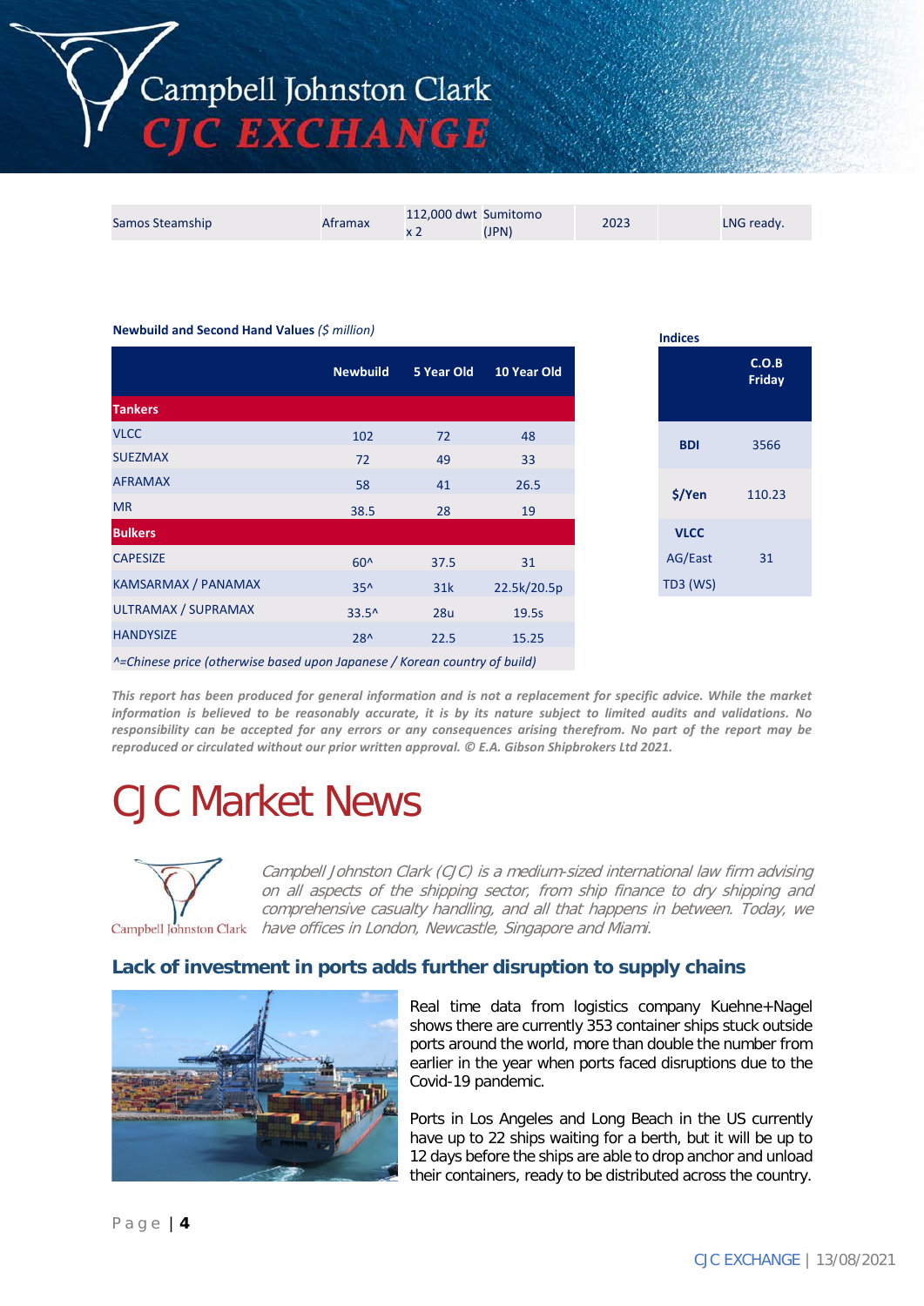| Samos Steamship | Aframax | 112,000 dwt x 2 | Sumitomo (JPN) | 2023 | | LNG ready. |
|---|---|---|---|---|---|---|

**Newbuild and Second Hand Values** *($ million)*

| | Newbuild | 5 Year Old | 10 Year Old |
|---|---|---|---|
| **Tankers** | | | |
| VLCC | 102 | 72 | 48 |
| SUEZMAX | 72 | 49 | 33 |
| AFRAMAX | 58 | 41 | 26.5 |
| MR | 38.5 | 28 | 19 |
| **Bulkers** | | | |
| CAPESIZE | 60^ | 37.5 | 31 |
| KAMSARMAX / PANAMAX | 35^ | 31k | 22.5k/20.5p |
| ULTRAMAX / SUPRAMAX | 33.5^ | 28u | 19.5s |
| HANDYSIZE | 28^ | 22.5 | 15.25 |

*^=Chinese price (otherwise based upon Japanese / Korean country of build)*

**Indices**

| | C.O.B Friday |
|---|---|
| **BDI** | 3566 |
| **$/Yen** | 110.23 |
| **VLCC** AG/East TD3 (WS) | 31 |

***This report has been produced for general information and is not a replacement for specific advice. While the market information is believed to be reasonably accurate, it is by its nature subject to limited audits and validations. No responsibility can be accepted for any errors or any consequences arising therefrom. No part of the report may be reproduced or circulated without our prior written approval. © E.A. Gibson Shipbrokers Ltd 2021.***

# CJC Market News

*Campbell Johnston Clark (CJC) is a medium-sized international law firm advising on all aspects of the shipping sector, from ship finance to dry shipping and comprehensive casualty handling, and all that happens in between. Today, we have offices in London, Newcastle, Singapore and Miami.*

## Lack of investment in ports adds further disruption to supply chains

Real time data from logistics company Kuehne+Nagel shows there are currently 353 container ships stuck outside ports around the world, more than double the number from earlier in the year when ports faced disruptions due to the Covid-19 pandemic.

Ports in Los Angeles and Long Beach in the US currently have up to 22 ships waiting for a berth, but it will be up to 12 days before the ships are able to drop anchor and unload their containers, ready to be distributed across the country.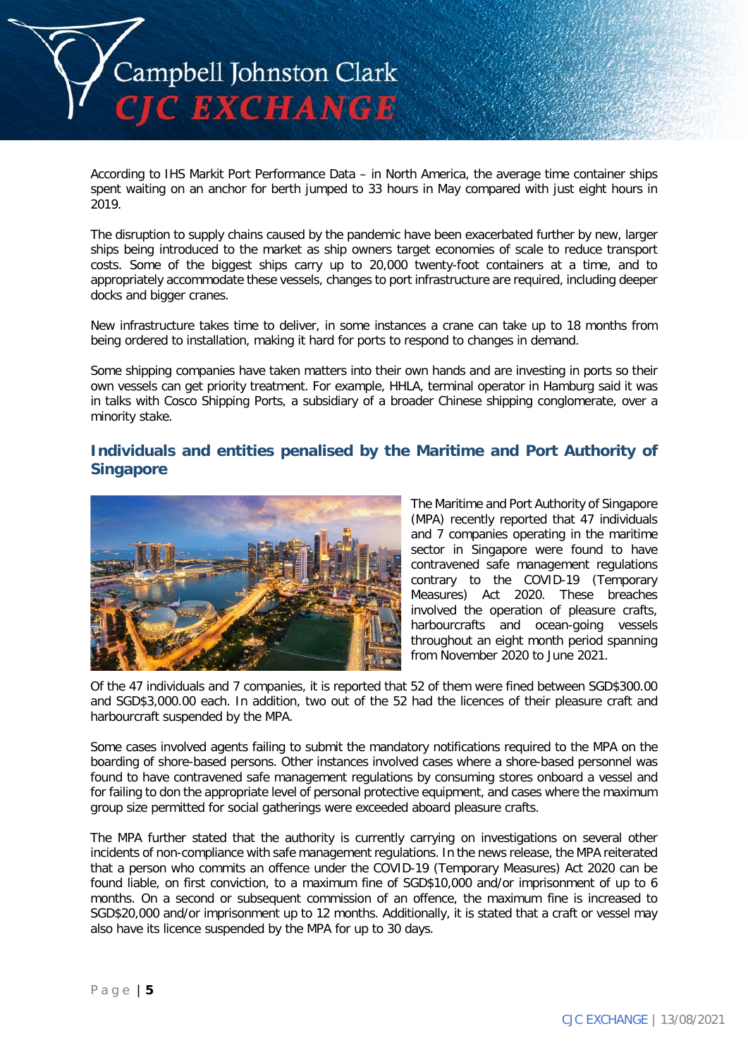According to IHS Markit Port Performance Data – in North America, the average time container ships spent waiting on an anchor for berth jumped to 33 hours in May compared with just eight hours in 2019.

The disruption to supply chains caused by the pandemic have been exacerbated further by new, larger ships being introduced to the market as ship owners target economies of scale to reduce transport costs. Some of the biggest ships carry up to 20,000 twenty-foot containers at a time, and to appropriately accommodate these vessels, changes to port infrastructure are required, including deeper docks and bigger cranes.

New infrastructure takes time to deliver, in some instances a crane can take up to 18 months from being ordered to installation, making it hard for ports to respond to changes in demand.

Some shipping companies have taken matters into their own hands and are investing in ports so their own vessels can get priority treatment. For example, HHLA, terminal operator in Hamburg said it was in talks with Cosco Shipping Ports, a subsidiary of a broader Chinese shipping conglomerate, over a minority stake.

## Individuals and entities penalised by the Maritime and Port Authority of Singapore

The Maritime and Port Authority of Singapore (MPA) recently reported that 47 individuals and 7 companies operating in the maritime sector in Singapore were found to have contravened safe management regulations contrary to the COVID-19 (Temporary Measures) Act 2020. These breaches involved the operation of pleasure crafts, harbourcrafts and ocean-going vessels throughout an eight month period spanning from November 2020 to June 2021.

Of the 47 individuals and 7 companies, it is reported that 52 of them were fined between SGD$300.00 and SGD$3,000.00 each. In addition, two out of the 52 had the licences of their pleasure craft and harbourcraft suspended by the MPA.

Some cases involved agents failing to submit the mandatory notifications required to the MPA on the boarding of shore-based persons. Other instances involved cases where a shore-based personnel was found to have contravened safe management regulations by consuming stores onboard a vessel and for failing to don the appropriate level of personal protective equipment, and cases where the maximum group size permitted for social gatherings were exceeded aboard pleasure crafts.

The MPA further stated that the authority is currently carrying on investigations on several other incidents of non-compliance with safe management regulations. In the news release, the MPA reiterated that a person who commits an offence under the COVID-19 (Temporary Measures) Act 2020 can be found liable, on first conviction, to a maximum fine of SGD$10,000 and/or imprisonment of up to 6 months. On a second or subsequent commission of an offence, the maximum fine is increased to SGD$20,000 and/or imprisonment up to 12 months. Additionally, it is stated that a craft or vessel may also have its licence suspended by the MPA for up to 30 days.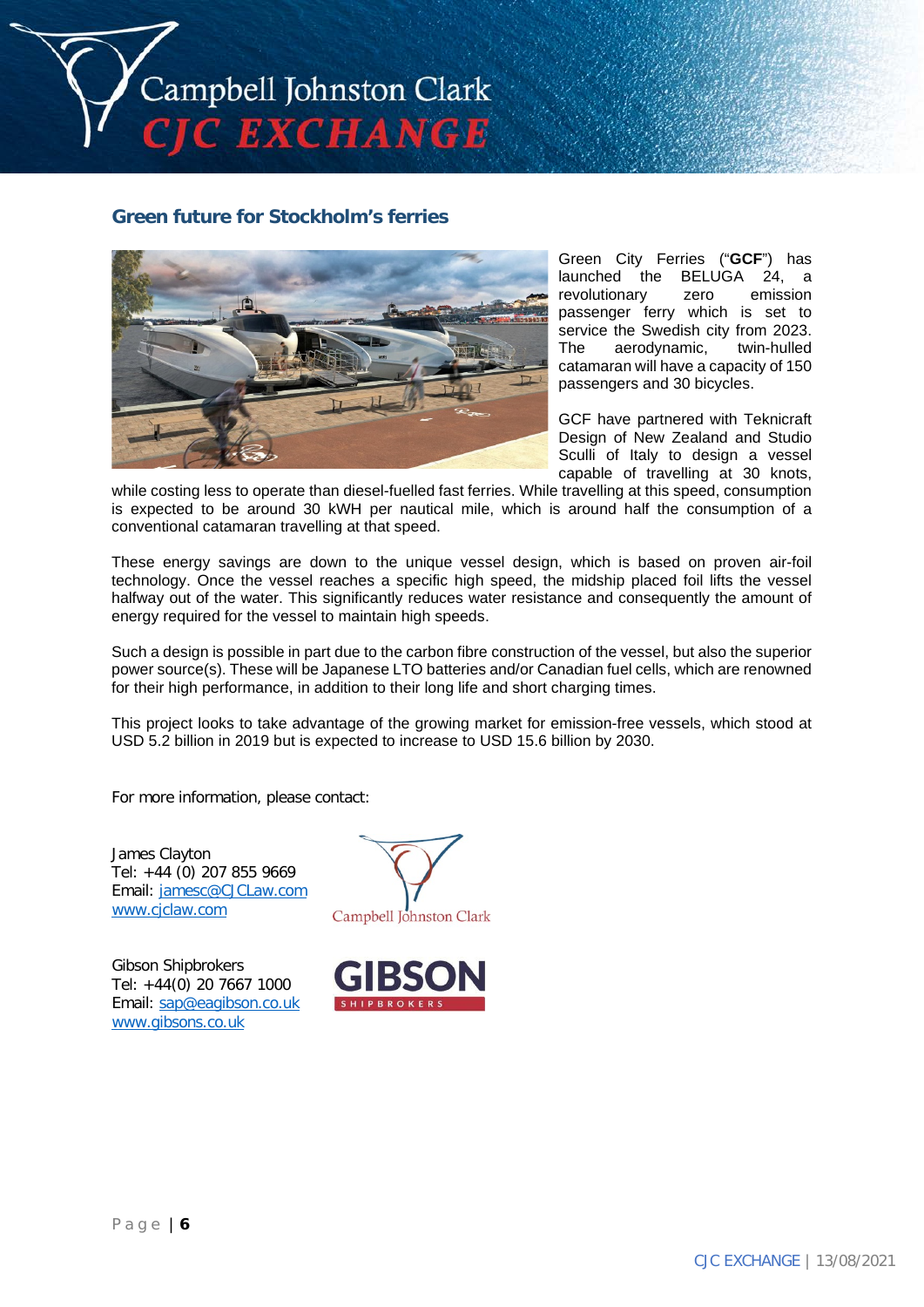## Green future for Stockholm's ferries

Green City Ferries ("**GCF**") has launched the BELUGA 24, a revolutionary zero emission passenger ferry which is set to service the Swedish city from 2023. The aerodynamic, twin-hulled catamaran will have a capacity of 150 passengers and 30 bicycles.

GCF have partnered with Teknicraft Design of New Zealand and Studio Sculli of Italy to design a vessel capable of travelling at 30 knots, while costing less to operate than diesel-fuelled fast ferries. While travelling at this speed, consumption is expected to be around 30 kWH per nautical mile, which is around half the consumption of a conventional catamaran travelling at that speed.

These energy savings are down to the unique vessel design, which is based on proven air-foil technology. Once the vessel reaches a specific high speed, the midship placed foil lifts the vessel halfway out of the water. This significantly reduces water resistance and consequently the amount of energy required for the vessel to maintain high speeds.

Such a design is possible in part due to the carbon fibre construction of the vessel, but also the superior power source(s). These will be Japanese LTO batteries and/or Canadian fuel cells, which are renowned for their high performance, in addition to their long life and short charging times.

This project looks to take advantage of the growing market for emission-free vessels, which stood at USD 5.2 billion in 2019 but is expected to increase to USD 15.6 billion by 2030.

For more information, please contact:

James Clayton
Tel: +44 (0) 207 855 9669
Email: jamesc@CJCLaw.com
www.cjclaw.com

Gibson Shipbrokers
Tel: +44(0) 20 7667 1000
Email: sap@eagibson.co.uk
www.gibsons.co.uk